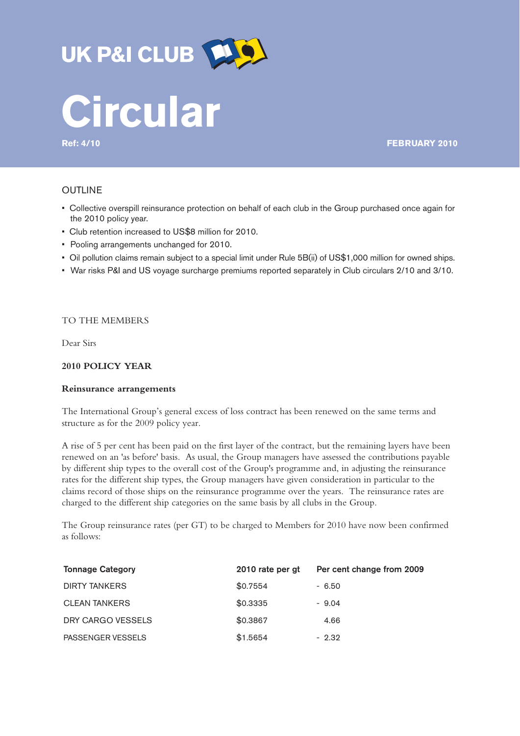# UK P&I CLUB

# Circular

Ref: 4/10

FEBRUARY 2010

## OUTLINE

- Collective overspill reinsurance protection on behalf of each club in the Group purchased once again for the 2010 policy year.
- Club retention increased to US$8 million for 2010.
- Pooling arrangements unchanged for 2010.
- Oil pollution claims remain subject to a special limit under Rule 5B(ii) of US$1,000 million for owned ships.
- War risks P&I and US voyage surcharge premiums reported separately in Club circulars 2/10 and 3/10.

TO THE MEMBERS

Dear Sirs

**2010 POLICY YEAR**

**Reinsurance arrangements**

The International Group's general excess of loss contract has been renewed on the same terms and structure as for the 2009 policy year.

A rise of 5 per cent has been paid on the first layer of the contract, but the remaining layers have been renewed on an 'as before' basis. As usual, the Group managers have assessed the contributions payable by different ship types to the overall cost of the Group's programme and, in adjusting the reinsurance rates for the different ship types, the Group managers have given consideration in particular to the claims record of those ships on the reinsurance programme over the years. The reinsurance rates are charged to the different ship categories on the same basis by all clubs in the Group.

The Group reinsurance rates (per GT) to be charged to Members for 2010 have now been confirmed as follows:

| Tonnage Category | 2010 rate per gt | Per cent change from 2009 |
|---|---|---|
| DIRTY TANKERS | $0.7554 | - 6.50 |
| CLEAN TANKERS | $0.3335 | - 9.04 |
| DRY CARGO VESSELS | $0.3867 | 4.66 |
| PASSENGER VESSELS | $1.5654 | - 2.32 |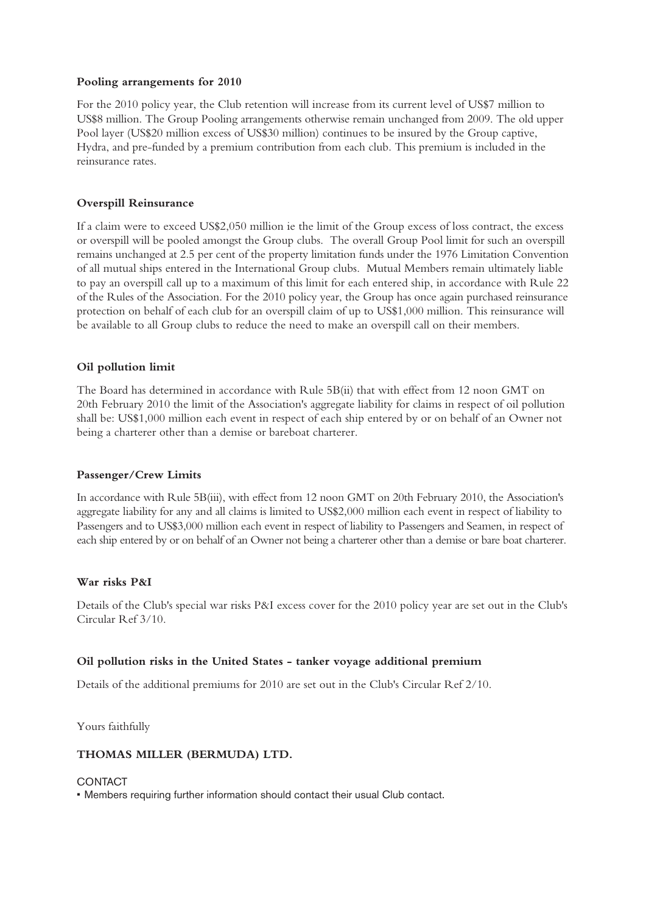**Pooling arrangements for 2010**

For the 2010 policy year, the Club retention will increase from its current level of US$7 million to US$8 million. The Group Pooling arrangements otherwise remain unchanged from 2009. The old upper Pool layer (US$20 million excess of US$30 million) continues to be insured by the Group captive, Hydra, and pre-funded by a premium contribution from each club. This premium is included in the reinsurance rates.

**Overspill Reinsurance**

If a claim were to exceed US$2,050 million ie the limit of the Group excess of loss contract, the excess or overspill will be pooled amongst the Group clubs. The overall Group Pool limit for such an overspill remains unchanged at 2.5 per cent of the property limitation funds under the 1976 Limitation Convention of all mutual ships entered in the International Group clubs. Mutual Members remain ultimately liable to pay an overspill call up to a maximum of this limit for each entered ship, in accordance with Rule 22 of the Rules of the Association. For the 2010 policy year, the Group has once again purchased reinsurance protection on behalf of each club for an overspill claim of up to US$1,000 million. This reinsurance will be available to all Group clubs to reduce the need to make an overspill call on their members.

**Oil pollution limit**

The Board has determined in accordance with Rule 5B(ii) that with effect from 12 noon GMT on 20th February 2010 the limit of the Association's aggregate liability for claims in respect of oil pollution shall be: US$1,000 million each event in respect of each ship entered by or on behalf of an Owner not being a charterer other than a demise or bareboat charterer.

**Passenger/Crew Limits**

In accordance with Rule 5B(iii), with effect from 12 noon GMT on 20th February 2010, the Association's aggregate liability for any and all claims is limited to US$2,000 million each event in respect of liability to Passengers and to US$3,000 million each event in respect of liability to Passengers and Seamen, in respect of each ship entered by or on behalf of an Owner not being a charterer other than a demise or bare boat charterer.

**War risks P&I**

Details of the Club's special war risks P&I excess cover for the 2010 policy year are set out in the Club's Circular Ref 3/10.

**Oil pollution risks in the United States - tanker voyage additional premium**

Details of the additional premiums for 2010 are set out in the Club's Circular Ref 2/10.

Yours faithfully

**THOMAS MILLER (BERMUDA) LTD.**

CONTACT

- Members requiring further information should contact their usual Club contact.